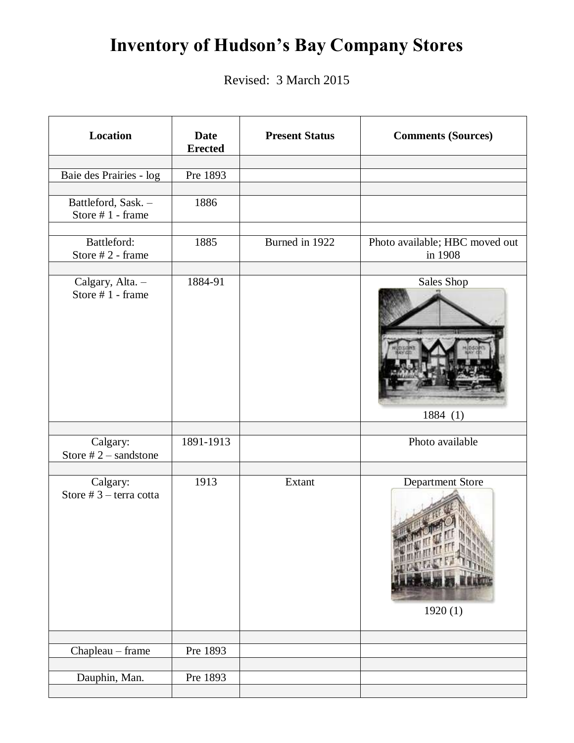# Inventory of Hudson's Bay Company Stores

Revised: 3 March 2015

| Location | Date Erected | Present Status | Comments (Sources) |
|---|---|---|---|
| | | | |
| Baie des Prairies - log | Pre 1893 | | |
| | | | |
| Battleford, Sask. – Store # 1 - frame | 1886 | | |
| | | | |
| Battleford: Store # 2 - frame | 1885 | Burned in 1922 | Photo available; HBC moved out in 1908 |
| | | | |
| Calgary, Alta. – Store # 1 - frame | 1884-91 | | Sales Shop 1884 (1) |
| | | | |
| Calgary: Store # 2 – sandstone | 1891-1913 | | Photo available |
| | | | |
| Calgary: Store # 3 – terra cotta | 1913 | Extant | Department Store 1920 (1) |
| | | | |
| Chapleau – frame | Pre 1893 | | |
| | | | |
| Dauphin, Man. | Pre 1893 | | |
| | | | |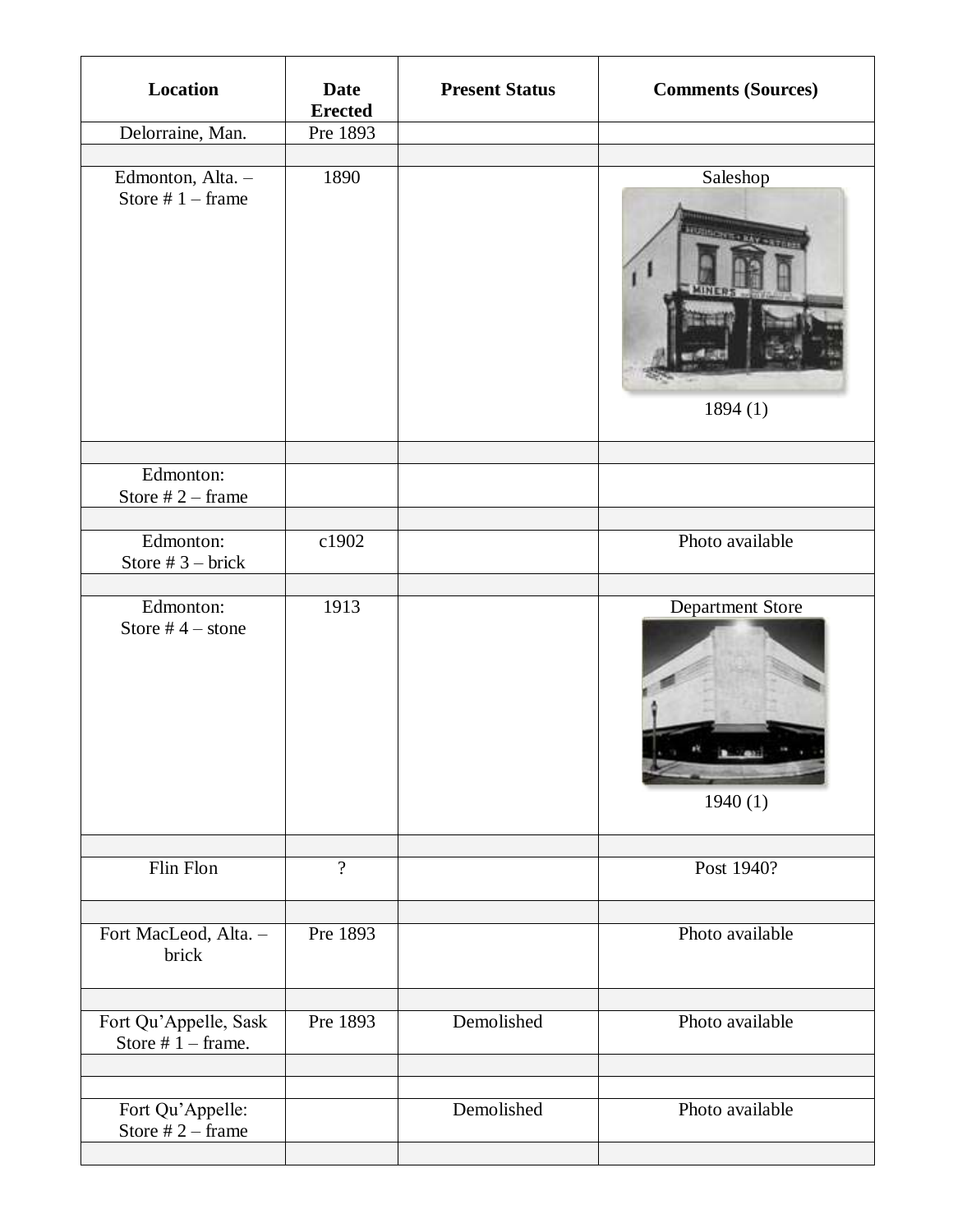| Location | Date Erected | Present Status | Comments (Sources) |
|---|---|---|---|
| Delorraine, Man. | Pre 1893 | | |
| | | | |
| Edmonton, Alta. – Store # 1 – frame | 1890 | | Saleshop 1894 (1) |
| | | | |
| Edmonton: Store # 2 – frame | | | |
| | | | |
| Edmonton: Store # 3 – brick | c1902 | | Photo available |
| | | | |
| Edmonton: Store # 4 – stone | 1913 | | Department Store 1940 (1) |
| | | | |
| Flin Flon | ? | | Post 1940? |
| | | | |
| Fort MacLeod, Alta. – brick | Pre 1893 | | Photo available |
| | | | |
| Fort Qu'Appelle, Sask Store # 1 – frame. | Pre 1893 | Demolished | Photo available |
| | | | |
| | | | |
| Fort Qu'Appelle: Store # 2 – frame | | Demolished | Photo available |
| | | | |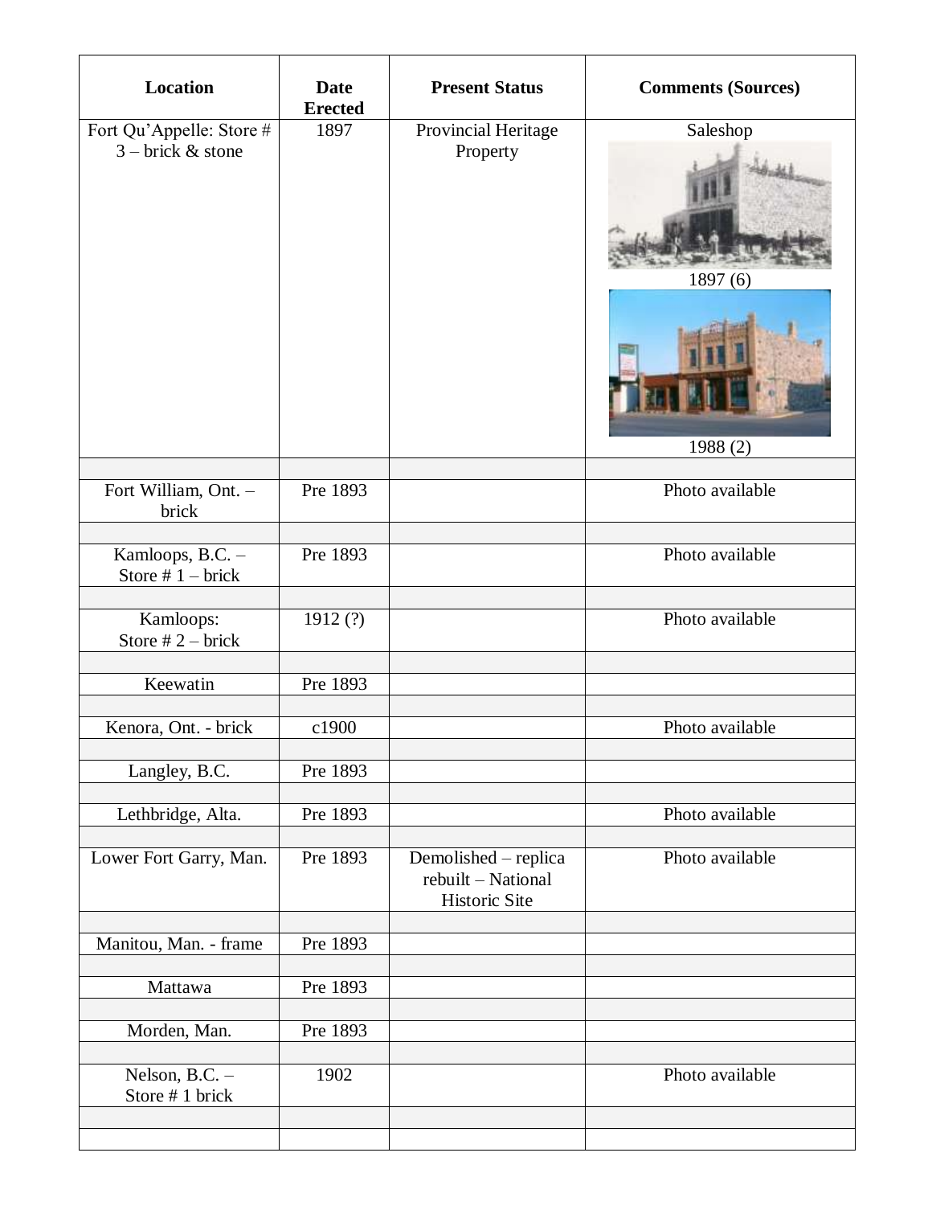| Location | Date Erected | Present Status | Comments (Sources) |
|---|---|---|---|
| Fort Qu'Appelle: Store # 3 – brick & stone | 1897 | Provincial Heritage Property | Saleshop<br>1897 (6)<br>1988 (2) |
| | | | |
| Fort William, Ont. – brick | Pre 1893 | | Photo available |
| | | | |
| Kamloops, B.C. – Store # 1 – brick | Pre 1893 | | Photo available |
| | | | |
| Kamloops: Store # 2 – brick | 1912 (?) | | Photo available |
| | | | |
| Keewatin | Pre 1893 | | |
| | | | |
| Kenora, Ont. - brick | c1900 | | Photo available |
| | | | |
| Langley, B.C. | Pre 1893 | | |
| | | | |
| Lethbridge, Alta. | Pre 1893 | | Photo available |
| | | | |
| Lower Fort Garry, Man. | Pre 1893 | Demolished – replica rebuilt – National Historic Site | Photo available |
| | | | |
| Manitou, Man. - frame | Pre 1893 | | |
| | | | |
| Mattawa | Pre 1893 | | |
| | | | |
| Morden, Man. | Pre 1893 | | |
| | | | |
| Nelson, B.C. – Store # 1 brick | 1902 | | Photo available |
| | | | |
| | | | |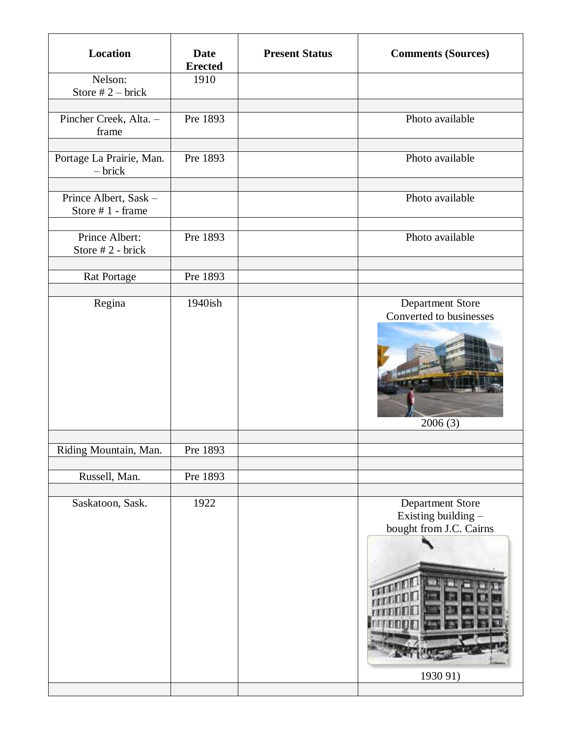| Location | Date Erected | Present Status | Comments (Sources) |
|---|---|---|---|
| Nelson: Store # 2 – brick | 1910 | | |
| | | | |
| Pincher Creek, Alta. – frame | Pre 1893 | | Photo available |
| | | | |
| Portage La Prairie, Man. – brick | Pre 1893 | | Photo available |
| | | | |
| Prince Albert, Sask – Store # 1 - frame | | | Photo available |
| | | | |
| Prince Albert: Store # 2 - brick | Pre 1893 | | Photo available |
| | | | |
| Rat Portage | Pre 1893 | | |
| | | | |
| Regina | 1940ish | | Department Store Converted to businesses 2006 (3) |
| | | | |
| Riding Mountain, Man. | Pre 1893 | | |
| | | | |
| Russell, Man. | Pre 1893 | | |
| | | | |
| Saskatoon, Sask. | 1922 | | Department Store Existing building – bought from J.C. Cairns 1930 91) |
| | | | |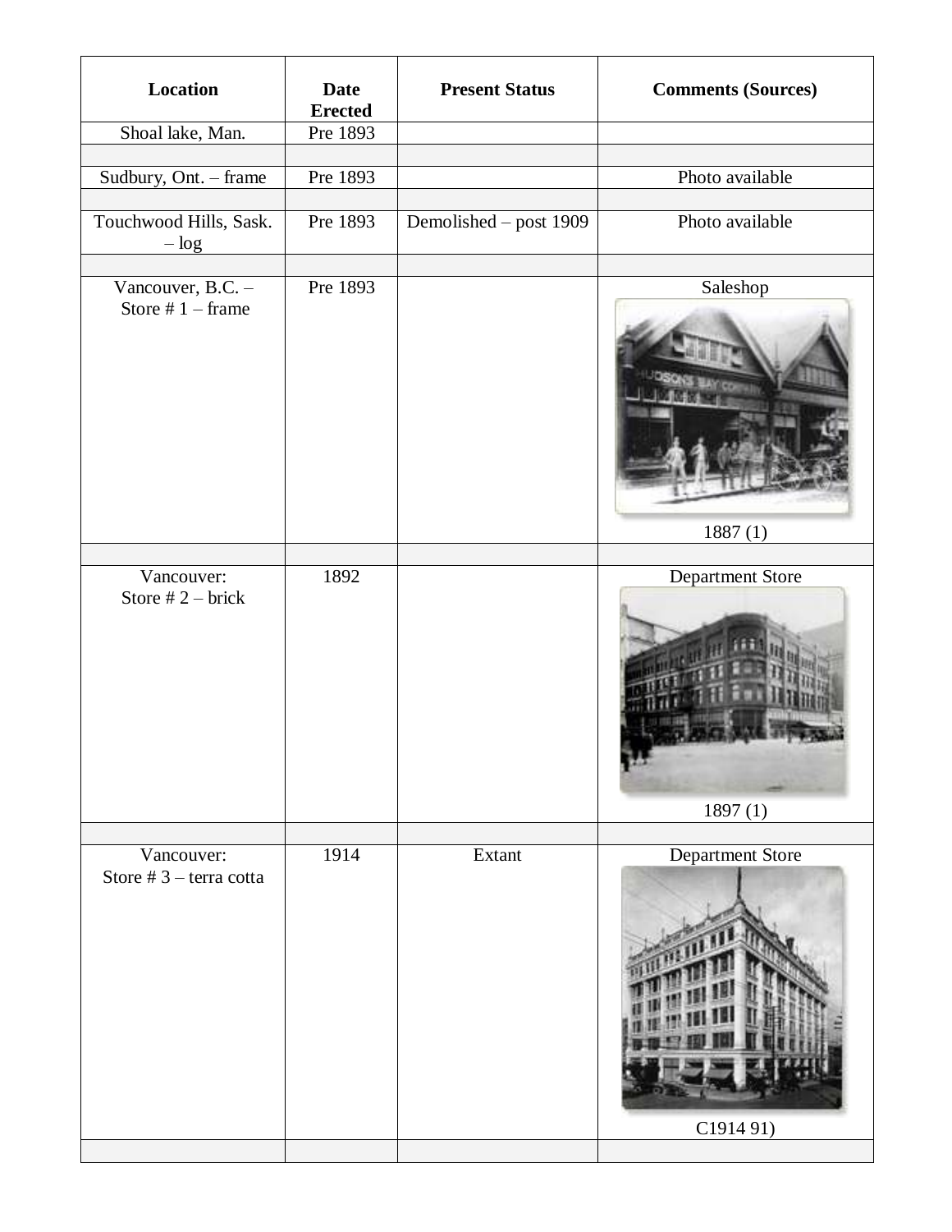| Location | Date Erected | Present Status | Comments (Sources) |
|---|---|---|---|
| Shoal lake, Man. | Pre 1893 | | |
| | | | |
| Sudbury, Ont. – frame | Pre 1893 | | Photo available |
| | | | |
| Touchwood Hills, Sask. – log | Pre 1893 | Demolished – post 1909 | Photo available |
| | | | |
| Vancouver, B.C. – Store # 1 – frame | Pre 1893 | | Saleshop 1887 (1) |
| | | | |
| Vancouver: Store # 2 – brick | 1892 | | Department Store 1897 (1) |
| | | | |
| Vancouver: Store # 3 – terra cotta | 1914 | Extant | Department Store C1914 91) |
| | | | |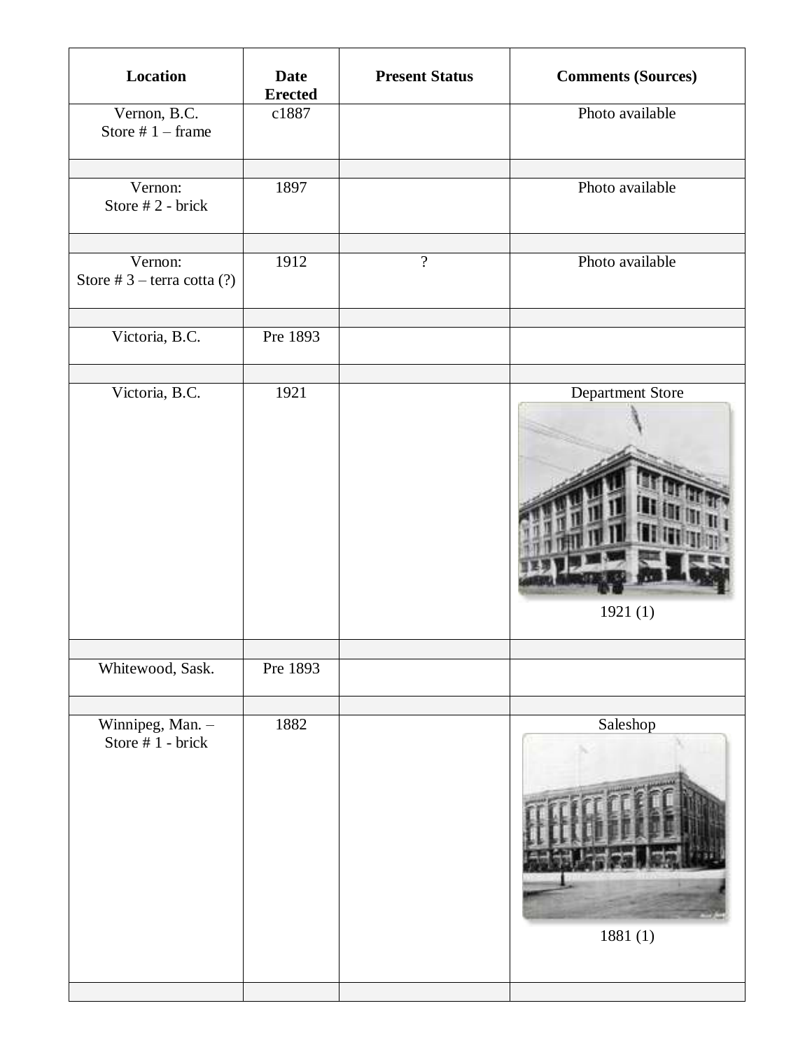| Location | Date Erected | Present Status | Comments (Sources) |
|---|---|---|---|
| Vernon, B.C. Store # 1 – frame | c1887 | | Photo available |
| | | | |
| Vernon: Store # 2 - brick | 1897 | | Photo available |
| | | | |
| Vernon: Store # 3 – terra cotta (?) | 1912 | ? | Photo available |
| | | | |
| Victoria, B.C. | Pre 1893 | | |
| | | | |
| Victoria, B.C. | 1921 | | Department Store 1921 (1) |
| | | | |
| Whitewood, Sask. | Pre 1893 | | |
| | | | |
| Winnipeg, Man. – Store # 1 - brick | 1882 | | Saleshop 1881 (1) |
| | | | |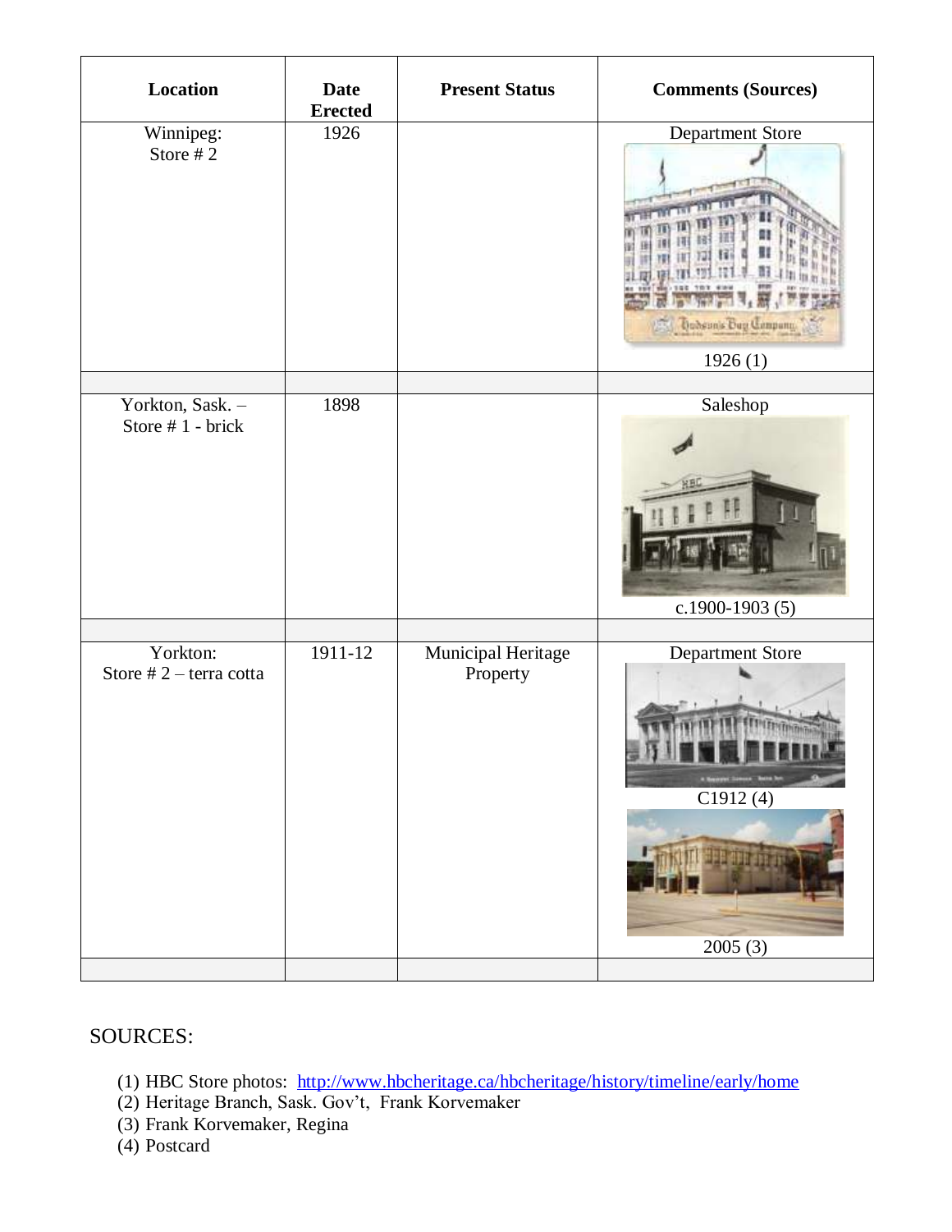| Location | Date Erected | Present Status | Comments (Sources) |
|---|---|---|---|
| Winnipeg: Store # 2 | 1926 | | Department Store 1926 (1) |
| | | | |
| Yorkton, Sask. – Store # 1 - brick | 1898 | | Saleshop c.1900-1903 (5) |
| | | | |
| Yorkton: Store # 2 – terra cotta | 1911-12 | Municipal Heritage Property | Department Store C1912 (4) 2005 (3) |
| | | | |

SOURCES:

(1) HBC Store photos: http://www.hbcheritage.ca/hbcheritage/history/timeline/early/home
(2) Heritage Branch, Sask. Gov't, Frank Korvemaker
(3) Frank Korvemaker, Regina
(4) Postcard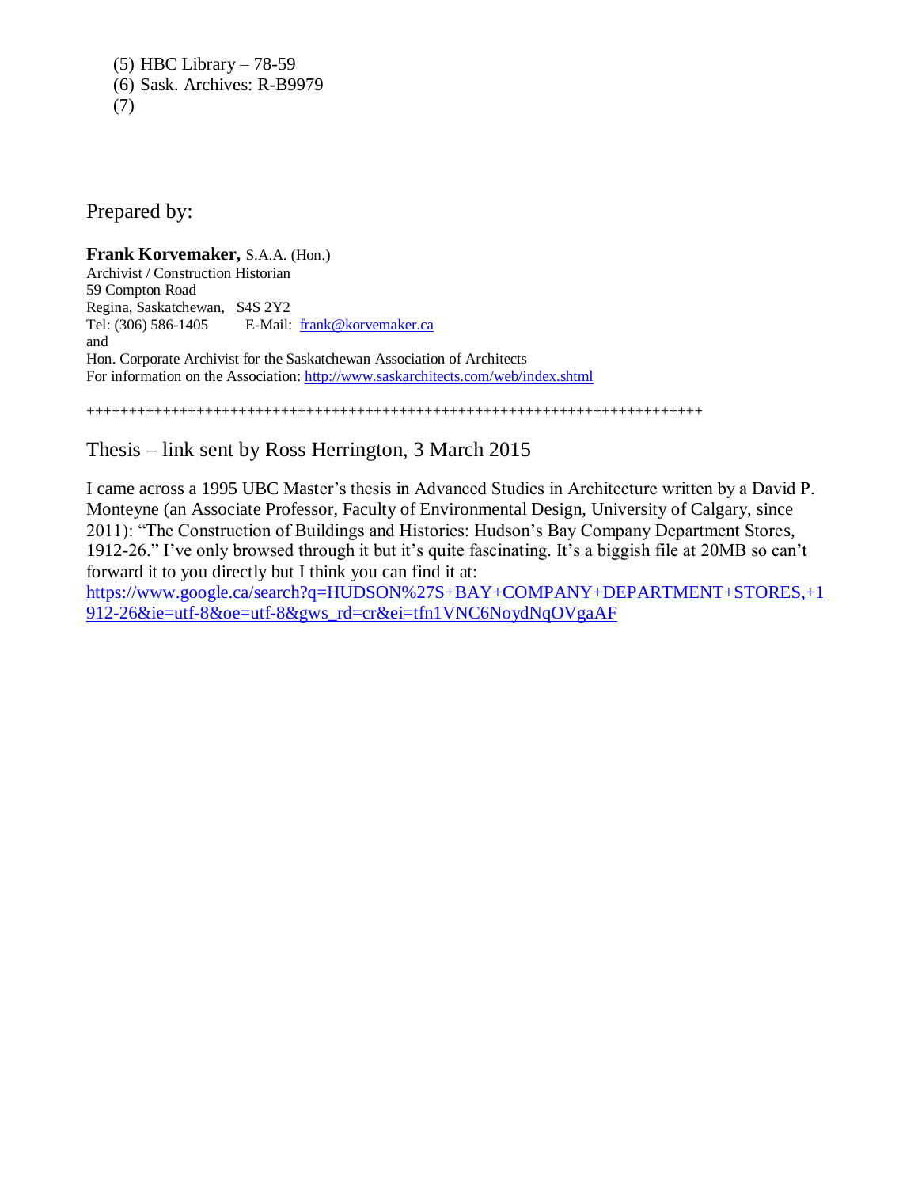(5) HBC Library – 78-59
(6) Sask. Archives: R-B9979
(7)

Prepared by:

**Frank Korvemaker,** S.A.A. (Hon.)
Archivist / Construction Historian
59 Compton Road
Regina, Saskatchewan, S4S 2Y2
Tel: (306) 586-1405 E-Mail: [frank@korvemaker.ca](mailto:frank@korvemaker.ca)
and
Hon. Corporate Archivist for the Saskatchewan Association of Architects
For information on the Association: [http://www.saskarchitects.com/web/index.shtml](http://www.saskarchitects.com/web/index.shtml)

++++++++++++++++++++++++++++++++++++++++++++++++++++++++++++++++++++++++++

Thesis – link sent by Ross Herrington, 3 March 2015

I came across a 1995 UBC Master's thesis in Advanced Studies in Architecture written by a David P. Monteyne (an Associate Professor, Faculty of Environmental Design, University of Calgary, since 2011): "The Construction of Buildings and Histories: Hudson's Bay Company Department Stores, 1912-26." I've only browsed through it but it's quite fascinating. It's a biggish file at 20MB so can't forward it to you directly but I think you can find it at:
[https://www.google.ca/search?q=HUDSON%27S+BAY+COMPANY+DEPARTMENT+STORES,+1912-26&ie=utf-8&oe=utf-8&gws_rd=cr&ei=tfn1VNC6NoydNqOVgaAF](https://www.google.ca/search?q=HUDSON%27S+BAY+COMPANY+DEPARTMENT+STORES,+1912-26&ie=utf-8&oe=utf-8&gws_rd=cr&ei=tfn1VNC6NoydNqOVgaAF)